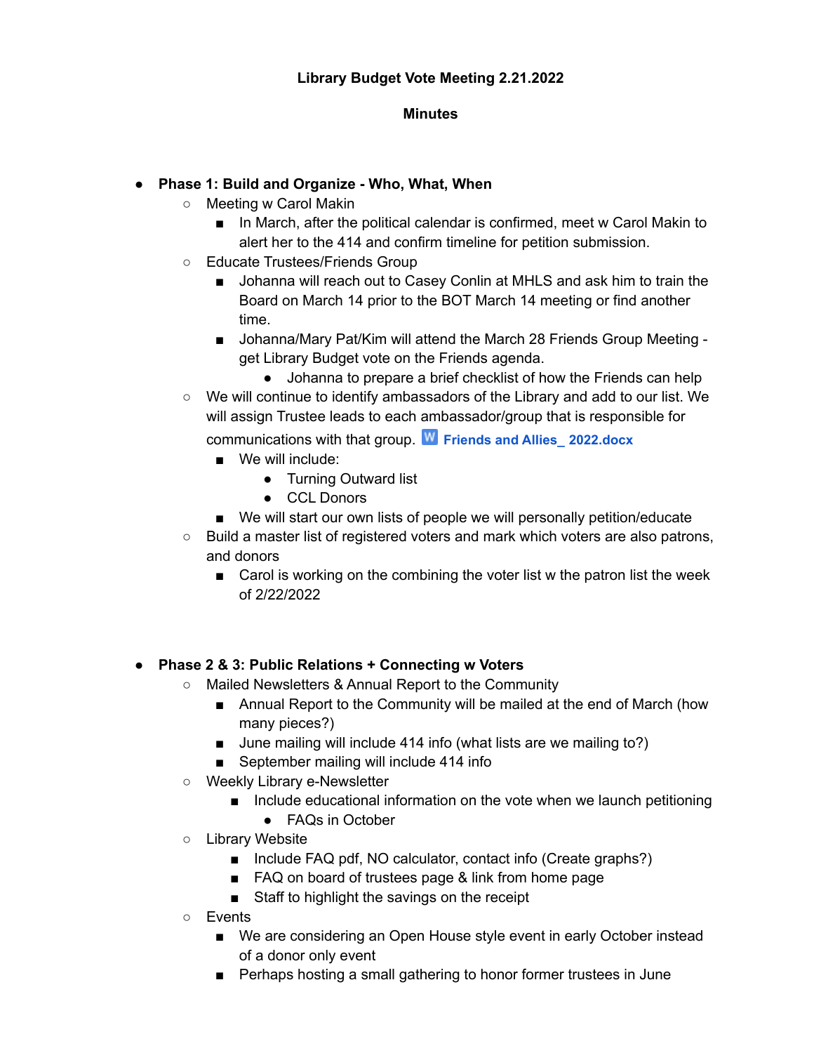**Library Budget Vote Meeting 2.21.2022**

**Minutes**

- **Phase 1: Build and Organize - Who, What, When**
  - Meeting w Carol Makin
    - In March, after the political calendar is confirmed, meet w Carol Makin to alert her to the 414 and confirm timeline for petition submission.
  - Educate Trustees/Friends Group
    - Johanna will reach out to Casey Conlin at MHLS and ask him to train the Board on March 14 prior to the BOT March 14 meeting or find another time.
    - Johanna/Mary Pat/Kim will attend the March 28 Friends Group Meeting - get Library Budget vote on the Friends agenda.
      - Johanna to prepare a brief checklist of how the Friends can help
  - We will continue to identify ambassadors of the Library and add to our list. We will assign Trustee leads to each ambassador/group that is responsible for communications with that group. **Friends and Allies_ 2022.docx**
    - We will include:
      - Turning Outward list
      - CCL Donors
    - We will start our own lists of people we will personally petition/educate
  - Build a master list of registered voters and mark which voters are also patrons, and donors
    - Carol is working on the combining the voter list w the patron list the week of 2/22/2022

- **Phase 2 & 3: Public Relations + Connecting w Voters**
  - Mailed Newsletters & Annual Report to the Community
    - Annual Report to the Community will be mailed at the end of March (how many pieces?)
    - June mailing will include 414 info (what lists are we mailing to?)
    - September mailing will include 414 info
  - Weekly Library e-Newsletter
    - Include educational information on the vote when we launch petitioning
      - FAQs in October
  - Library Website
    - Include FAQ pdf, NO calculator, contact info (Create graphs?)
    - FAQ on board of trustees page & link from home page
    - Staff to highlight the savings on the receipt
  - Events
    - We are considering an Open House style event in early October instead of a donor only event
    - Perhaps hosting a small gathering to honor former trustees in June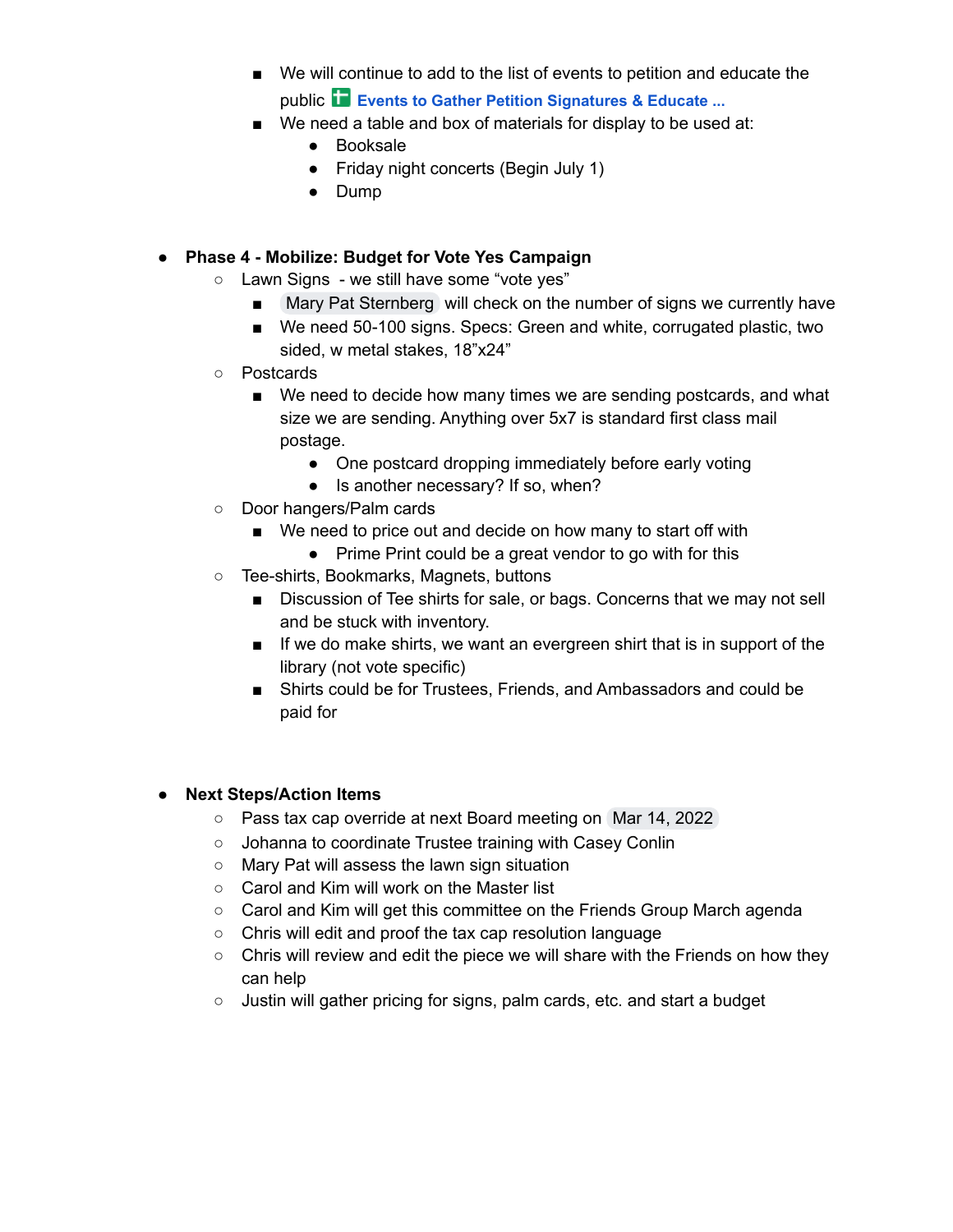- We will continue to add to the list of events to petition and educate the public Events to Gather Petition Signatures & Educate ...
        - We need a table and box of materials for display to be used at:
            - Booksale
            - Friday night concerts (Begin July 1)
            - Dump

- **Phase 4 - Mobilize: Budget for Vote Yes Campaign**
    - Lawn Signs - we still have some "vote yes"
        - Mary Pat Sternberg will check on the number of signs we currently have
        - We need 50-100 signs. Specs: Green and white, corrugated plastic, two sided, w metal stakes, 18"x24"
    - Postcards
        - We need to decide how many times we are sending postcards, and what size we are sending. Anything over 5x7 is standard first class mail postage.
            - One postcard dropping immediately before early voting
            - Is another necessary? If so, when?
    - Door hangers/Palm cards
        - We need to price out and decide on how many to start off with
            - Prime Print could be a great vendor to go with for this
    - Tee-shirts, Bookmarks, Magnets, buttons
        - Discussion of Tee shirts for sale, or bags. Concerns that we may not sell and be stuck with inventory.
        - If we do make shirts, we want an evergreen shirt that is in support of the library (not vote specific)
        - Shirts could be for Trustees, Friends, and Ambassadors and could be paid for

- **Next Steps/Action Items**
    - Pass tax cap override at next Board meeting on Mar 14, 2022
    - Johanna to coordinate Trustee training with Casey Conlin
    - Mary Pat will assess the lawn sign situation
    - Carol and Kim will work on the Master list
    - Carol and Kim will get this committee on the Friends Group March agenda
    - Chris will edit and proof the tax cap resolution language
    - Chris will review and edit the piece we will share with the Friends on how they can help
    - Justin will gather pricing for signs, palm cards, etc. and start a budget